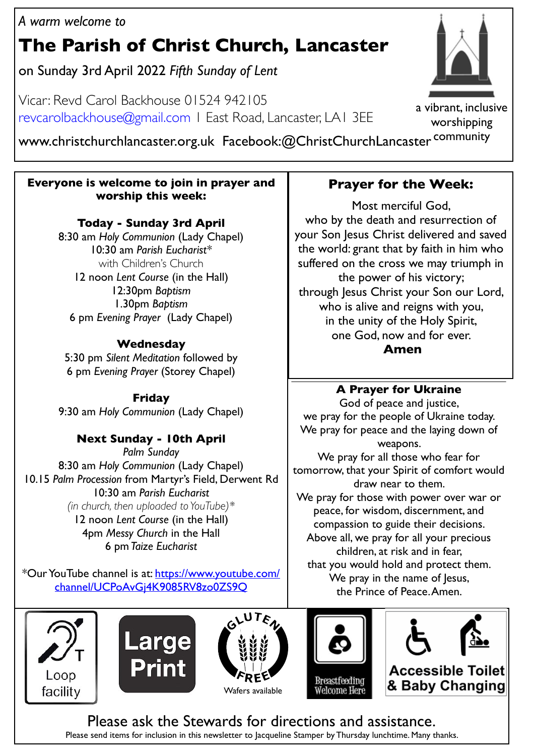*A warm welcome to*

# The Parish of Christ Church, Lancaster

on Sunday 3rd April 2022 *Fifth Sunday of Lent*

Vicar: Revd Carol Backhouse 01524 942105
revcarolbackhouse@gmail.com | East Road, Lancaster, LA1 3EE

www.christchurchlancaster.org.uk Facebook:@ChristChurchLancaster

a vibrant, inclusive worshipping community

## Everyone is welcome to join in prayer and worship this week:

### Today - Sunday 3rd April

8:30 am *Holy Communion* (Lady Chapel)
10:30 am *Parish Eucharist**
with Children's Church
12 noon *Lent Course* (in the Hall)
12:30pm *Baptism*
1.30pm *Baptism*
6 pm *Evening Prayer* (Lady Chapel)

### Wednesday

5:30 pm *Silent Meditation* followed by
6 pm *Evening Prayer* (Storey Chapel)

### Friday

9:30 am *Holy Communion* (Lady Chapel)

### Next Sunday - 10th April

*Palm Sunday*
8:30 am *Holy Communion* (Lady Chapel)
10.15 *Palm Procession* from Martyr's Field, Derwent Rd
10:30 am *Parish Eucharist*
*(in church, then uploaded to YouTube)**
12 noon *Lent Course* (in the Hall)
4pm *Messy Church* in the Hall
6 pm *Taize Eucharist*

*Our YouTube channel is at: https://www.youtube.com/channel/UCPoAvGj4K9085RV8zo0ZS9Q

## Prayer for the Week:

Most merciful God,
who by the death and resurrection of your Son Jesus Christ delivered and saved the world: grant that by faith in him who suffered on the cross we may triumph in the power of his victory;
through Jesus Christ your Son our Lord,
who is alive and reigns with you,
in the unity of the Holy Spirit,
one God, now and for ever.
**Amen**

## A Prayer for Ukraine

God of peace and justice,
we pray for the people of Ukraine today.
We pray for peace and the laying down of weapons.
We pray for all those who fear for tomorrow, that your Spirit of comfort would draw near to them.
We pray for those with power over war or peace, for wisdom, discernment, and compassion to guide their decisions.
Above all, we pray for all your precious children, at risk and in fear,
that you would hold and protect them.
We pray in the name of Jesus,
the Prince of Peace. Amen.

Loop facility | Large Print | Gluten Free Wafers available | Breastfeeding Welcome Here | Accessible Toilet & Baby Changing

Please ask the Stewards for directions and assistance.

Please send items for inclusion in this newsletter to Jacqueline Stamper by Thursday lunchtime. Many thanks.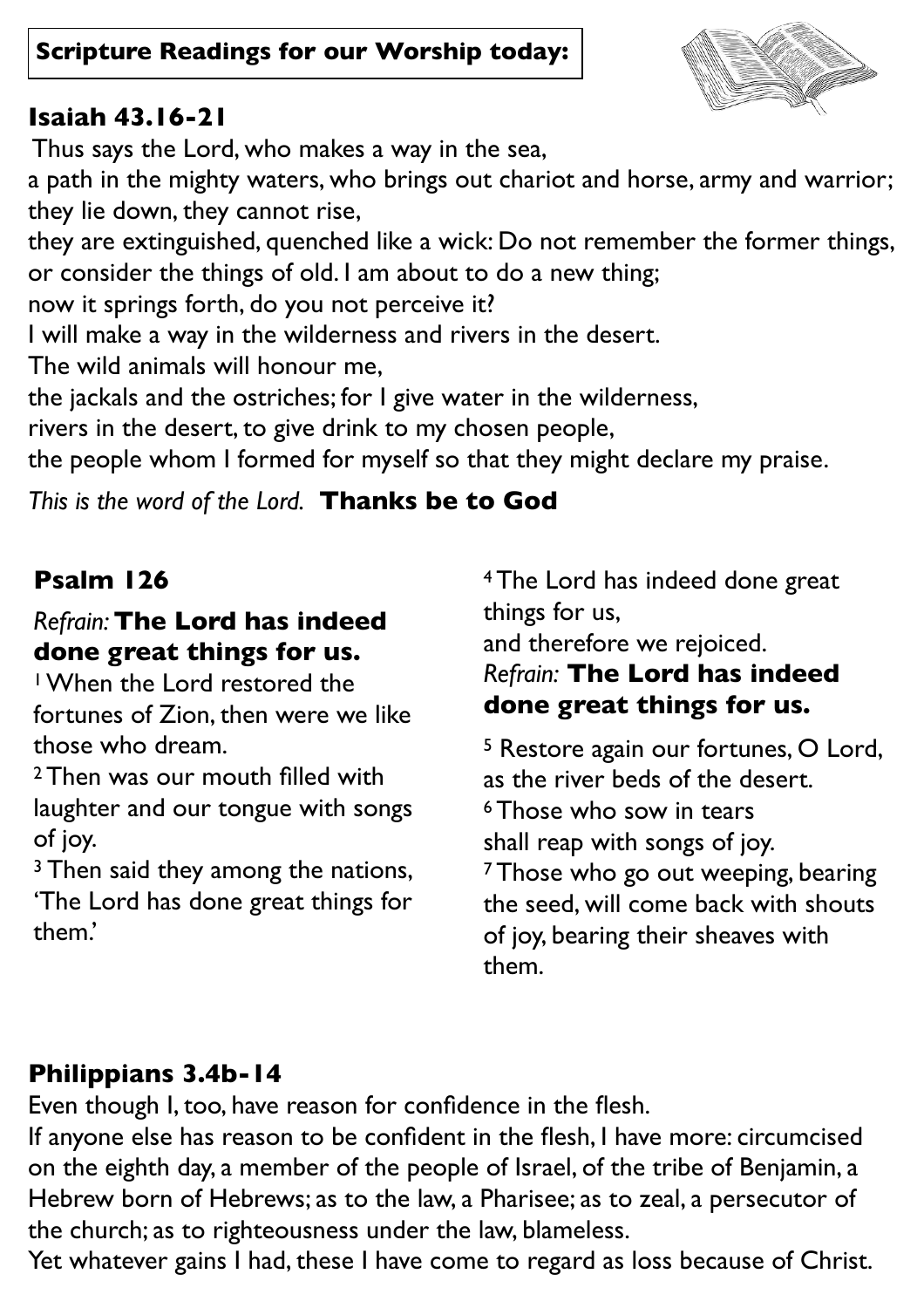**Scripture Readings for our Worship today:**

## Isaiah 43.16-21

Thus says the Lord, who makes a way in the sea,
a path in the mighty waters, who brings out chariot and horse, army and warrior;
they lie down, they cannot rise,
they are extinguished, quenched like a wick: Do not remember the former things,
or consider the things of old. I am about to do a new thing;
now it springs forth, do you not perceive it?
I will make a way in the wilderness and rivers in the desert.
The wild animals will honour me,
the jackals and the ostriches; for I give water in the wilderness,
rivers in the desert, to give drink to my chosen people,
the people whom I formed for myself so that they might declare my praise.

*This is the word of the Lord.* **Thanks be to God**

## Psalm 126

*Refrain:* **The Lord has indeed done great things for us.**

[1] When the Lord restored the fortunes of Zion, then were we like those who dream.
[2] Then was our mouth filled with laughter and our tongue with songs of joy.
[3] Then said they among the nations, 'The Lord has done great things for them.'
[4] The Lord has indeed done great things for us,
and therefore we rejoiced.

*Refrain:* **The Lord has indeed done great things for us.**

[5] Restore again our fortunes, O Lord,
as the river beds of the desert.
[6] Those who sow in tears
shall reap with songs of joy.
[7] Those who go out weeping, bearing the seed, will come back with shouts of joy, bearing their sheaves with them.

## Philippians 3.4b-14

Even though I, too, have reason for confidence in the flesh.
If anyone else has reason to be confident in the flesh, I have more: circumcised on the eighth day, a member of the people of Israel, of the tribe of Benjamin, a Hebrew born of Hebrews; as to the law, a Pharisee; as to zeal, a persecutor of the church; as to righteousness under the law, blameless.
Yet whatever gains I had, these I have come to regard as loss because of Christ.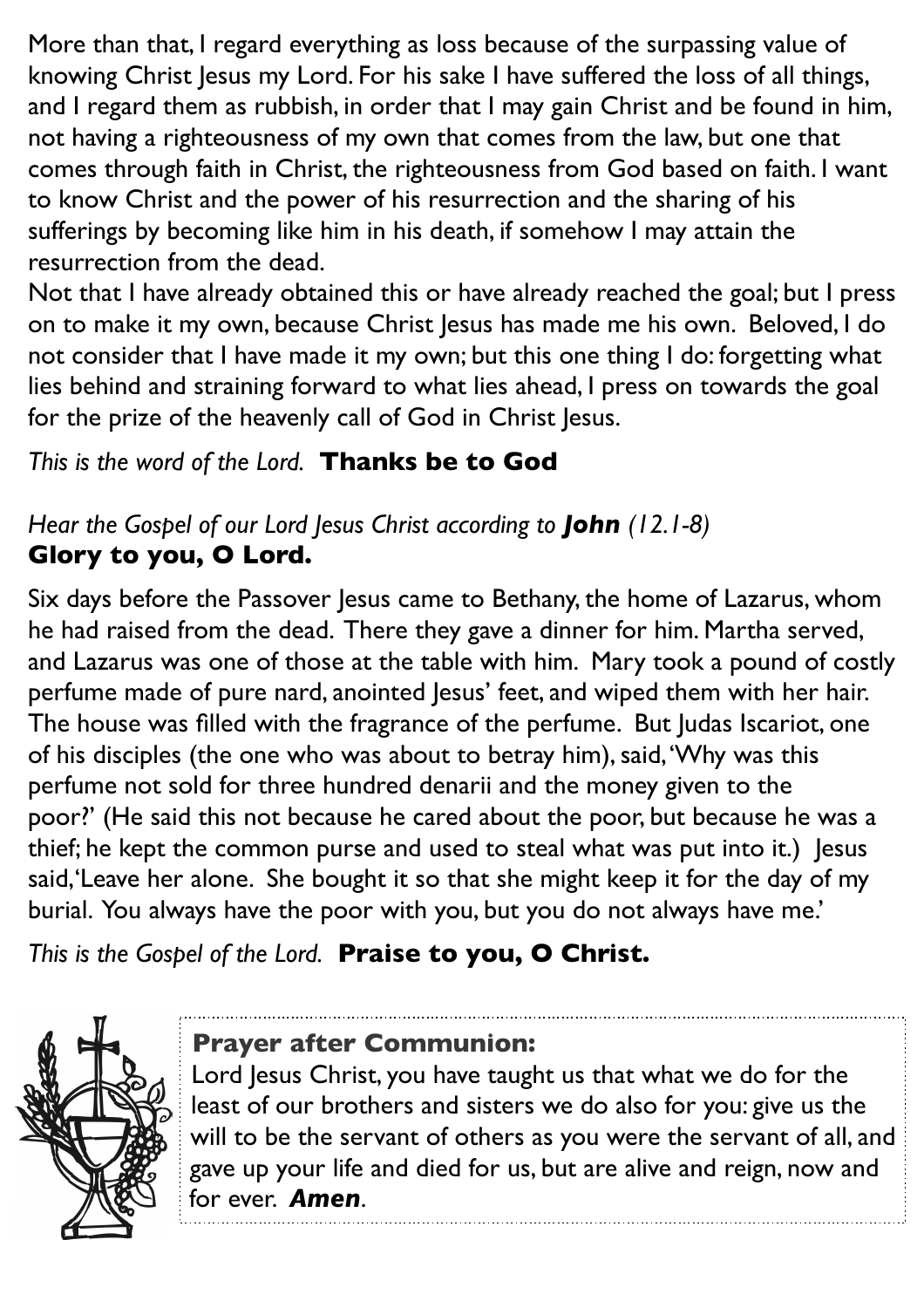More than that, I regard everything as loss because of the surpassing value of knowing Christ Jesus my Lord. For his sake I have suffered the loss of all things, and I regard them as rubbish, in order that I may gain Christ and be found in him, not having a righteousness of my own that comes from the law, but one that comes through faith in Christ, the righteousness from God based on faith. I want to know Christ and the power of his resurrection and the sharing of his sufferings by becoming like him in his death, if somehow I may attain the resurrection from the dead.

Not that I have already obtained this or have already reached the goal; but I press on to make it my own, because Christ Jesus has made me his own. Beloved, I do not consider that I have made it my own; but this one thing I do: forgetting what lies behind and straining forward to what lies ahead, I press on towards the goal for the prize of the heavenly call of God in Christ Jesus.

*This is the word of the Lord.* **Thanks be to God**

*Hear the Gospel of our Lord Jesus Christ according to* ***John*** *(12.1-8)*
**Glory to you, O Lord.**

Six days before the Passover Jesus came to Bethany, the home of Lazarus, whom he had raised from the dead. There they gave a dinner for him. Martha served, and Lazarus was one of those at the table with him. Mary took a pound of costly perfume made of pure nard, anointed Jesus' feet, and wiped them with her hair. The house was filled with the fragrance of the perfume. But Judas Iscariot, one of his disciples (the one who was about to betray him), said, 'Why was this perfume not sold for three hundred denarii and the money given to the poor?' (He said this not because he cared about the poor, but because he was a thief; he kept the common purse and used to steal what was put into it.) Jesus said, 'Leave her alone. She bought it so that she might keep it for the day of my burial. You always have the poor with you, but you do not always have me.'

*This is the Gospel of the Lord.* **Praise to you, O Christ.**

**Prayer after Communion:**
Lord Jesus Christ, you have taught us that what we do for the least of our brothers and sisters we do also for you: give us the will to be the servant of others as you were the servant of all, and gave up your life and died for us, but are alive and reign, now and for ever. ***Amen***.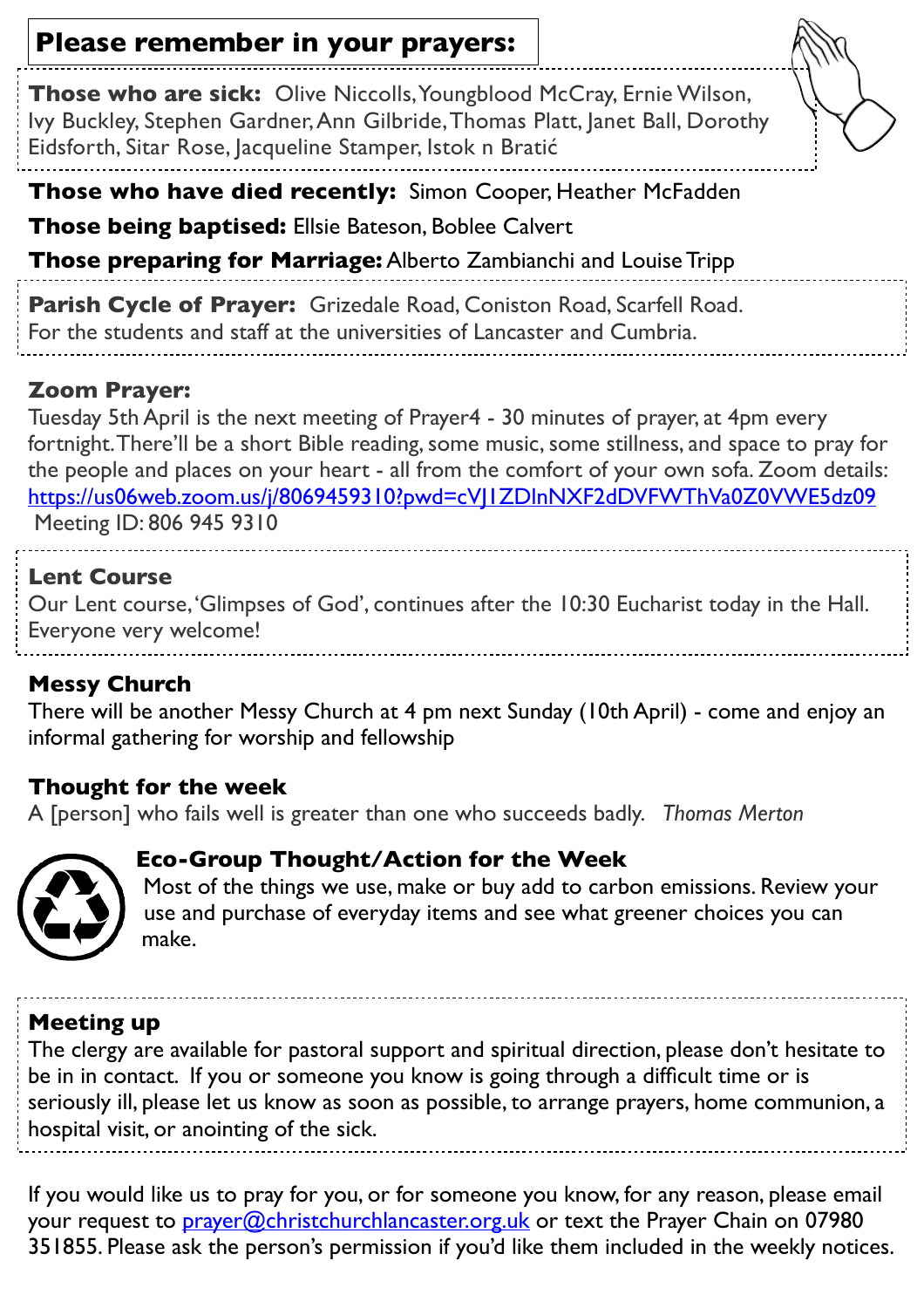## Please remember in your prayers:

**Those who are sick:** Olive Niccolls, Youngblood McCray, Ernie Wilson, Ivy Buckley, Stephen Gardner, Ann Gilbride, Thomas Platt, Janet Ball, Dorothy Eidsforth, Sitar Rose, Jacqueline Stamper, Istok n Bratić

**Those who have died recently:** Simon Cooper, Heather McFadden

**Those being baptised:** Ellsie Bateson, Boblee Calvert

**Those preparing for Marriage:** Alberto Zambianchi and Louise Tripp

**Parish Cycle of Prayer:** Grizedale Road, Coniston Road, Scarfell Road. For the students and staff at the universities of Lancaster and Cumbria.

### Zoom Prayer:

Tuesday 5th April is the next meeting of Prayer4 - 30 minutes of prayer, at 4pm every fortnight. There'll be a short Bible reading, some music, some stillness, and space to pray for the people and places on your heart - all from the comfort of your own sofa. Zoom details: https://us06web.zoom.us/j/80694593l0?pwd=cVJ1ZDlnNXF2dDVFWThVa0Z0VWE5dz09
Meeting ID: 806 945 9310

### Lent Course

Our Lent course, 'Glimpses of God', continues after the 10:30 Eucharist today in the Hall. Everyone very welcome!

### Messy Church

There will be another Messy Church at 4 pm next Sunday (10th April) - come and enjoy an informal gathering for worship and fellowship

### Thought for the week

A [person] who fails well is greater than one who succeeds badly. *Thomas Merton*

### Eco-Group Thought/Action for the Week

Most of the things we use, make or buy add to carbon emissions. Review your use and purchase of everyday items and see what greener choices you can make.

### Meeting up

The clergy are available for pastoral support and spiritual direction, please don't hesitate to be in in contact. If you or someone you know is going through a difficult time or is seriously ill, please let us know as soon as possible, to arrange prayers, home communion, a hospital visit, or anointing of the sick.

If you would like us to pray for you, or for someone you know, for any reason, please email your request to prayer@christchurchlancaster.org.uk or text the Prayer Chain on 07980 351855. Please ask the person's permission if you'd like them included in the weekly notices.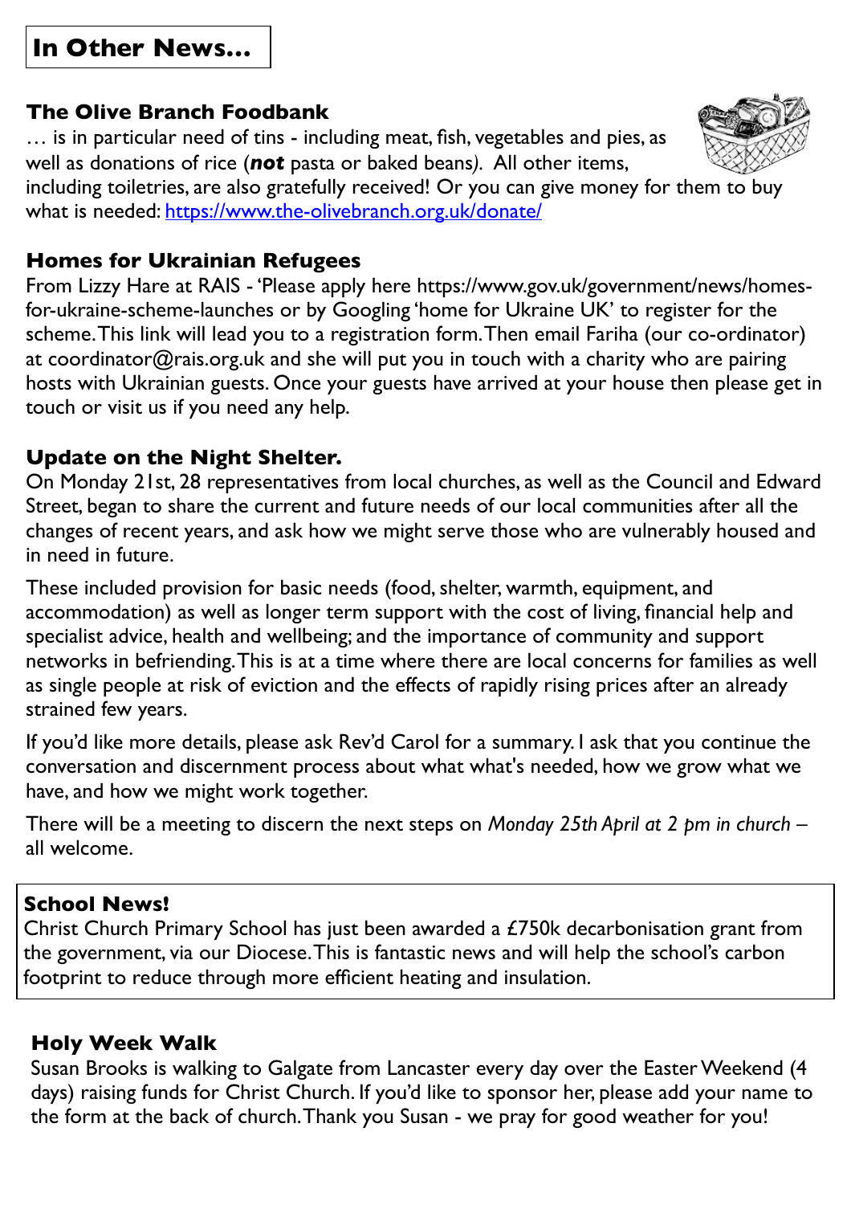# In Other News…

## The Olive Branch Foodbank

… is in particular need of tins - including meat, fish, vegetables and pies, as well as donations of rice (***not*** pasta or baked beans). All other items, including toiletries, are also gratefully received! Or you can give money for them to buy what is needed: [https://www.the-olivebranch.org.uk/donate/](https://www.the-olivebranch.org.uk/donate/)

## Homes for Ukrainian Refugees

From Lizzy Hare at RAIS - 'Please apply here https://www.gov.uk/government/news/homes-for-ukraine-scheme-launches or by Googling 'home for Ukraine UK' to register for the scheme. This link will lead you to a registration form. Then email Fariha (our co-ordinator) at coordinator@rais.org.uk and she will put you in touch with a charity who are pairing hosts with Ukrainian guests. Once your guests have arrived at your house then please get in touch or visit us if you need any help.

## Update on the Night Shelter.

On Monday 21st, 28 representatives from local churches, as well as the Council and Edward Street, began to share the current and future needs of our local communities after all the changes of recent years, and ask how we might serve those who are vulnerably housed and in need in future.

These included provision for basic needs (food, shelter, warmth, equipment, and accommodation) as well as longer term support with the cost of living, financial help and specialist advice, health and wellbeing; and the importance of community and support networks in befriending. This is at a time where there are local concerns for families as well as single people at risk of eviction and the effects of rapidly rising prices after an already strained few years.

If you'd like more details, please ask Rev'd Carol for a summary. I ask that you continue the conversation and discernment process about what what's needed, how we grow what we have, and how we might work together.

There will be a meeting to discern the next steps on *Monday 25th April at 2 pm in church* – all welcome.

## School News!

Christ Church Primary School has just been awarded a £750k decarbonisation grant from the government, via our Diocese. This is fantastic news and will help the school's carbon footprint to reduce through more efficient heating and insulation.

## Holy Week Walk

Susan Brooks is walking to Galgate from Lancaster every day over the Easter Weekend (4 days) raising funds for Christ Church. If you'd like to sponsor her, please add your name to the form at the back of church. Thank you Susan - we pray for good weather for you!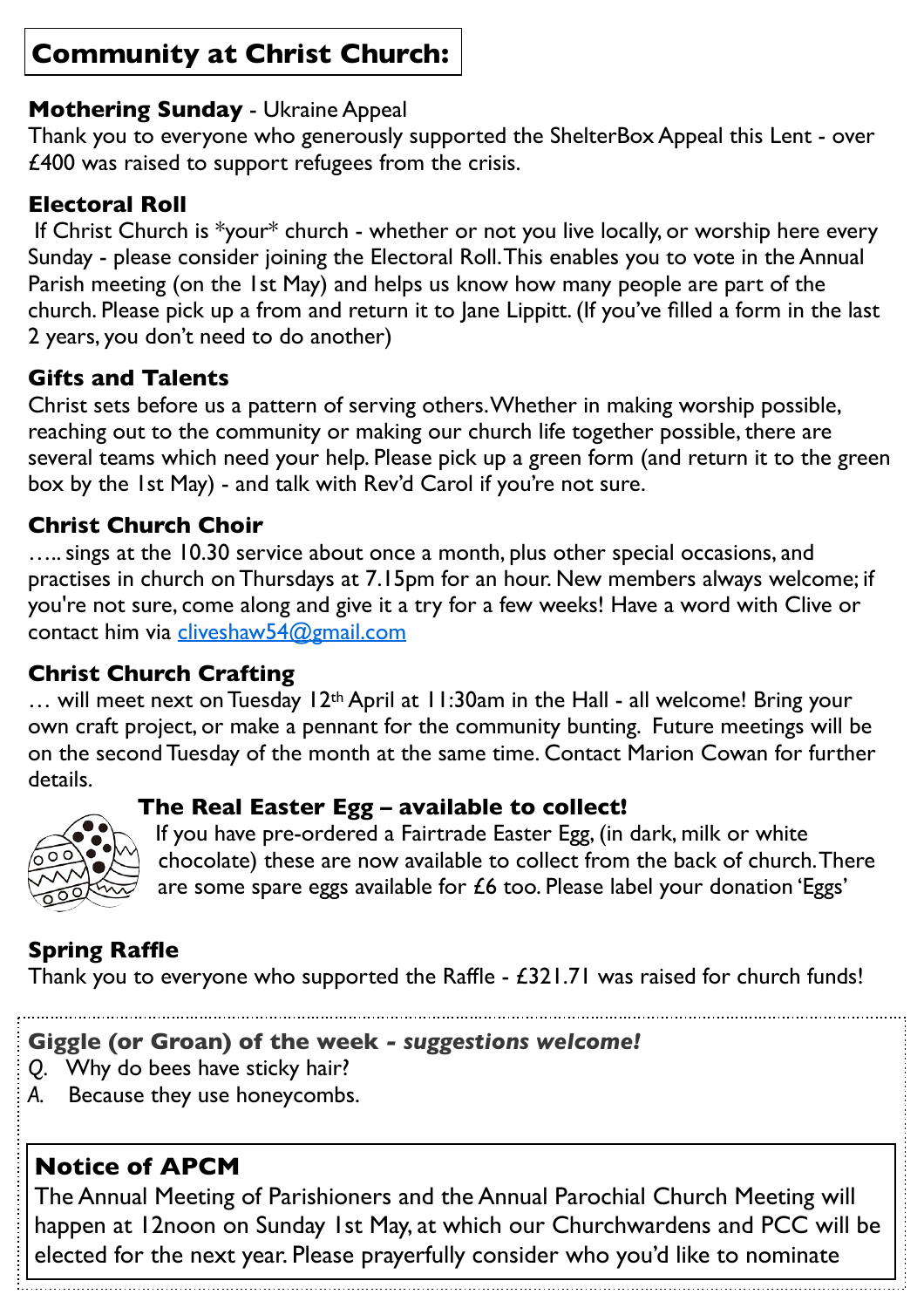# Community at Christ Church:

**Mothering Sunday** - Ukraine Appeal
Thank you to everyone who generously supported the ShelterBox Appeal this Lent - over £400 was raised to support refugees from the crisis.

**Electoral Roll**
If Christ Church is *your* church - whether or not you live locally, or worship here every Sunday - please consider joining the Electoral Roll. This enables you to vote in the Annual Parish meeting (on the 1st May) and helps us know how many people are part of the church. Please pick up a from and return it to Jane Lippitt. (If you've filled a form in the last 2 years, you don't need to do another)

**Gifts and Talents**
Christ sets before us a pattern of serving others. Whether in making worship possible, reaching out to the community or making our church life together possible, there are several teams which need your help. Please pick up a green form (and return it to the green box by the 1st May) - and talk with Rev'd Carol if you're not sure.

**Christ Church Choir**
….. sings at the 10.30 service about once a month, plus other special occasions, and practises in church on Thursdays at 7.15pm for an hour. New members always welcome; if you're not sure, come along and give it a try for a few weeks! Have a word with Clive or contact him via cliveshaw54@gmail.com

**Christ Church Crafting**
… will meet next on Tuesday 12th April at 11:30am in the Hall - all welcome! Bring your own craft project, or make a pennant for the community bunting. Future meetings will be on the second Tuesday of the month at the same time. Contact Marion Cowan for further details.

**The Real Easter Egg – available to collect!**
If you have pre-ordered a Fairtrade Easter Egg, (in dark, milk or white chocolate) these are now available to collect from the back of church. There are some spare eggs available for £6 too. Please label your donation 'Eggs'

**Spring Raffle**
Thank you to everyone who supported the Raffle - £321.71 was raised for church funds!

**Giggle (or Groan) of the week** - ***suggestions welcome!***
*Q.* Why do bees have sticky hair?
*A.* Because they use honeycombs.

**Notice of APCM**
The Annual Meeting of Parishioners and the Annual Parochial Church Meeting will happen at 12noon on Sunday 1st May, at which our Churchwardens and PCC will be elected for the next year. Please prayerfully consider who you'd like to nominate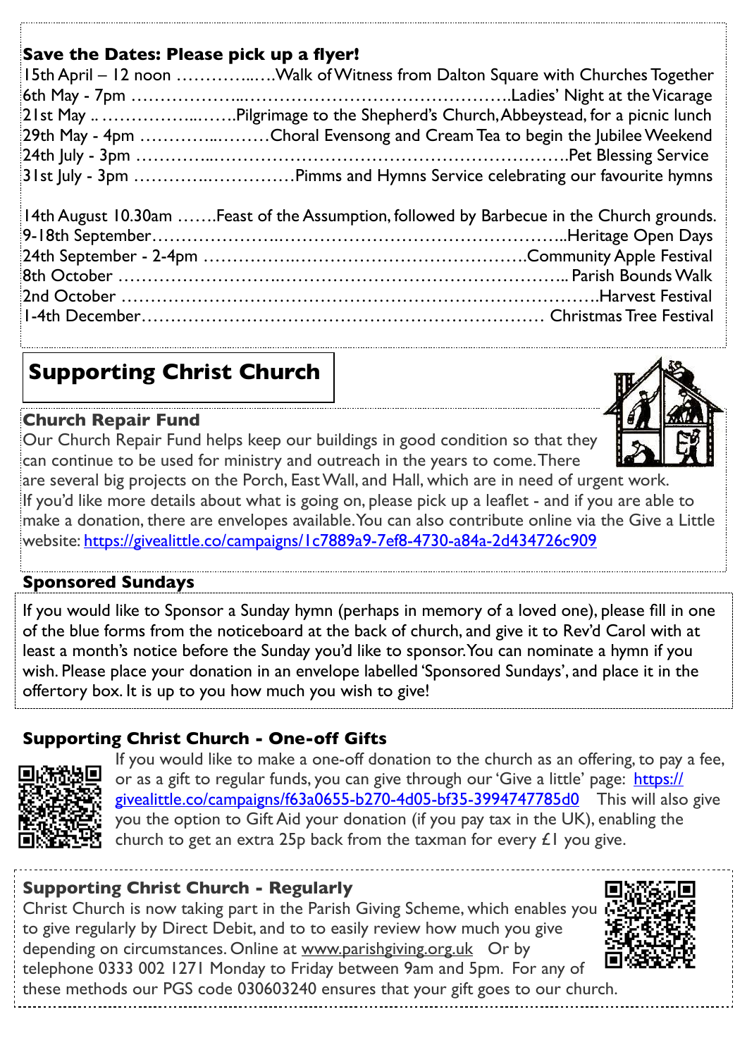**Save the Dates: Please pick up a flyer!**

15th April – 12 noon ……………..….Walk of Witness from Dalton Square with Churches Together
6th May - 7pm …………………...……………………………………….Ladies' Night at the Vicarage
21st May .. ……………...…….Pilgrimage to the Shepherd's Church, Abbeystead, for a picnic lunch
29th May - 4pm …………..………Choral Evensong and Cream Tea to begin the Jubilee Weekend
24th July - 3pm …………...……………………………………………………….Pet Blessing Service
31st July - 3pm …………..……………Pimms and Hymns Service celebrating our favourite hymns

14th August 10.30am …….Feast of the Assumption, followed by Barbecue in the Church grounds.
9-18th September………………..………………………………………..Heritage Open Days
24th September - 2-4pm ……………….……………………………….Community Apple Festival
8th October ……………………..……………………………………….. Parish Bounds Walk
2nd October …………………………………………………………………….Harvest Festival
1-4th December………………………………………………………… Christmas Tree Festival

## Supporting Christ Church

### Church Repair Fund

Our Church Repair Fund helps keep our buildings in good condition so that they can continue to be used for ministry and outreach in the years to come. There are several big projects on the Porch, East Wall, and Hall, which are in need of urgent work. If you'd like more details about what is going on, please pick up a leaflet - and if you are able to make a donation, there are envelopes available. You can also contribute online via the Give a Little website: https://givealittle.co/campaigns/1c7889a9-7ef8-4730-a84a-2d434726c909

### Sponsored Sundays

If you would like to Sponsor a Sunday hymn (perhaps in memory of a loved one), please fill in one of the blue forms from the noticeboard at the back of church, and give it to Rev'd Carol with at least a month's notice before the Sunday you'd like to sponsor. You can nominate a hymn if you wish. Please place your donation in an envelope labelled 'Sponsored Sundays', and place it in the offertory box. It is up to you how much you wish to give!

### Supporting Christ Church - One-off Gifts

If you would like to make a one-off donation to the church as an offering, to pay a fee, or as a gift to regular funds, you can give through our 'Give a little' page: https://givealittle.co/campaigns/f63a0655-b270-4d05-bf35-3994747785d0 This will also give you the option to Gift Aid your donation (if you pay tax in the UK), enabling the church to get an extra 25p back from the taxman for every £1 you give.

### Supporting Christ Church - Regularly

Christ Church is now taking part in the Parish Giving Scheme, which enables you to give regularly by Direct Debit, and to to easily review how much you give depending on circumstances. Online at www.parishgiving.org.uk Or by telephone 0333 002 1271 Monday to Friday between 9am and 5pm. For any of these methods our PGS code 030603240 ensures that your gift goes to our church.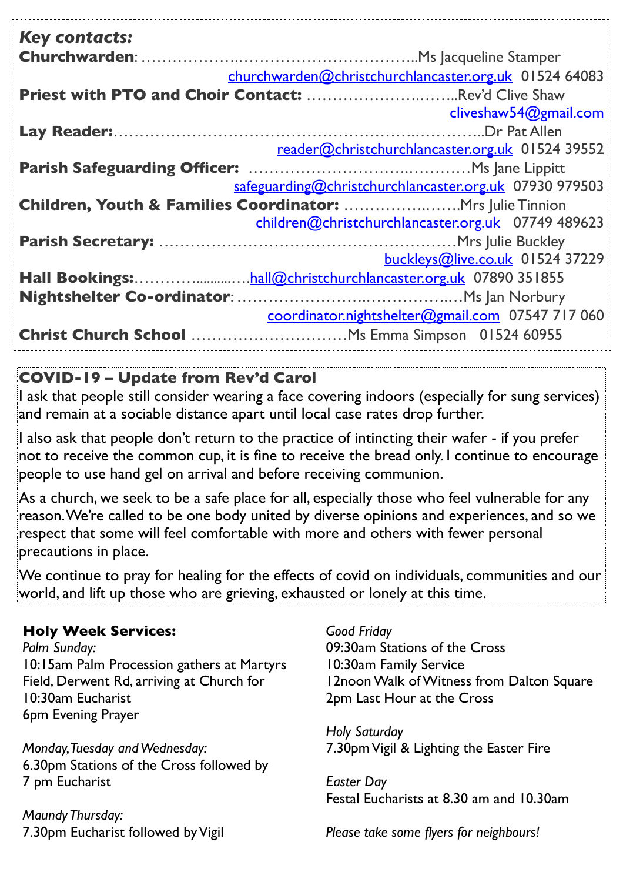## *Key contacts:*

**Churchwarden**: ………………..…………………………..Ms Jacqueline Stamper
churchwarden@christchurchlancaster.org.uk 01524 64083

**Priest with PTO and Choir Contact:** ……………………..……..Rev'd Clive Shaw
cliveshaw54@gmail.com

**Lay Reader:**………………………………………………..…………..Dr Pat Allen
reader@christchurchlancaster.org.uk 01524 39552

**Parish Safeguarding Officer:** ………………………..…………Ms Jane Lippitt
safeguarding@christchurchlancaster.org.uk 07930 979503

**Children, Youth & Families Coordinator:** ………………..……Mrs Julie Tinnion
children@christchurchlancaster.org.uk 07749 489623

**Parish Secretary:** …………………………………………………Mrs Julie Buckley
buckleys@live.co.uk 01524 37229

**Hall Bookings:**………..........…hall@christchurchlancaster.org.uk 07890 351855

**Nightshelter Co-ordinator**: ……………………..……………..…Ms Jan Norbury
coordinator.nightshelter@gmail.com 07547 717 060

**Christ Church School** …………………………Ms Emma Simpson 01524 60955

## COVID-19 – Update from Rev'd Carol

I ask that people still consider wearing a face covering indoors (especially for sung services) and remain at a sociable distance apart until local case rates drop further.

I also ask that people don't return to the practice of intincting their wafer - if you prefer not to receive the common cup, it is fine to receive the bread only. I continue to encourage people to use hand gel on arrival and before receiving communion.

As a church, we seek to be a safe place for all, especially those who feel vulnerable for any reason. We're called to be one body united by diverse opinions and experiences, and so we respect that some will feel comfortable with more and others with fewer personal precautions in place.

We continue to pray for healing for the effects of covid on individuals, communities and our world, and lift up those who are grieving, exhausted or lonely at this time.

### Holy Week Services:

*Palm Sunday:*
10:15am Palm Procession gathers at Martyrs Field, Derwent Rd, arriving at Church for 10:30am Eucharist
6pm Evening Prayer

*Monday, Tuesday and Wednesday:*
6.30pm Stations of the Cross followed by 7 pm Eucharist

*Maundy Thursday:*
7.30pm Eucharist followed by Vigil

*Good Friday*
09:30am Stations of the Cross
10:30am Family Service
12noon Walk of Witness from Dalton Square
2pm Last Hour at the Cross

*Holy Saturday*
7.30pm Vigil & Lighting the Easter Fire

*Easter Day*
Festal Eucharists at 8.30 am and 10.30am

*Please take some flyers for neighbours!*